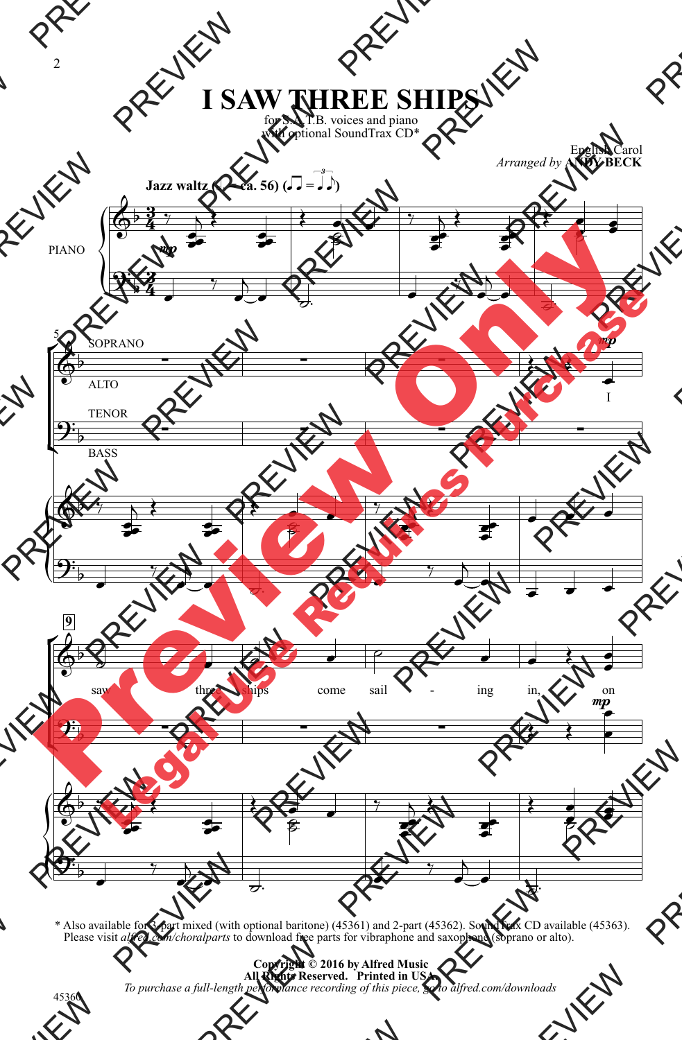# I SAW THREE SHIPS

for S.A.T.B. voices and piano
with optional SoundTrax CD*

English Carol
*Arranged by* **ANDY BECK**

**Jazz waltz** (♩ = ca. 56)

\* Also available for 3-part mixed (with optional baritone) (45361) and 2-part (45362). SoundTrax CD available (45363). Please visit *alfred.com/choralparts* to download free parts for vibraphone and saxophone (soprano or alto).

**Copyright © 2016 by Alfred Music**
**All Rights Reserved. Printed in USA.**
*To purchase a full-length performance recording of this piece, go to alfred.com/downloads*

45360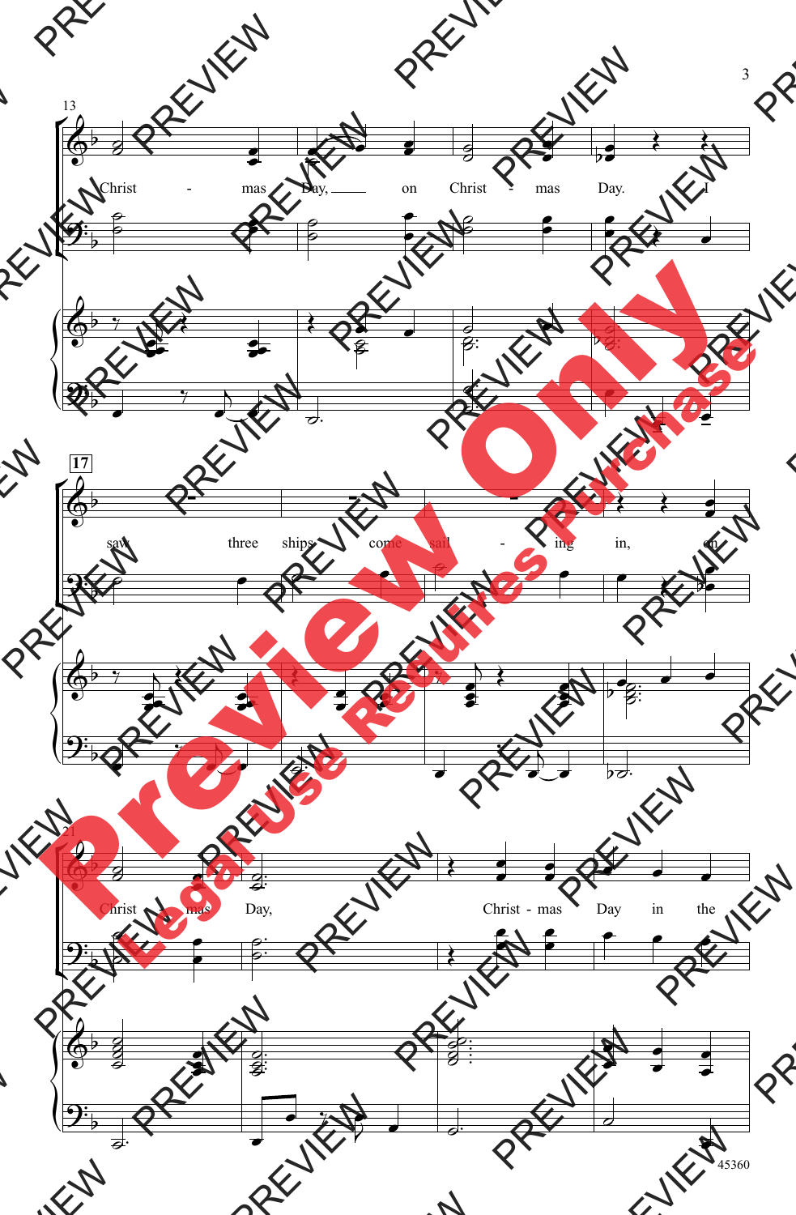Christ - mas Day, on Christ - mas Day. I

saw three ships come sail - ing in, on

Christ - mas Day, Christ - mas Day in the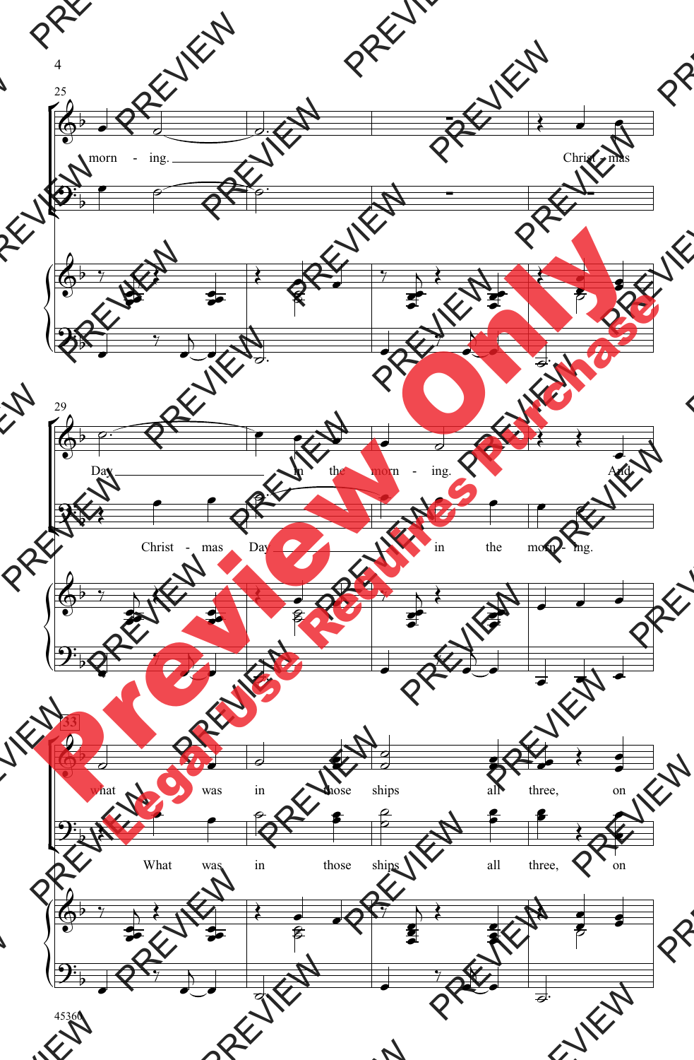morn - ing.

Christ - mas Day in the morn - ing.

Christ - mas Day in the morn - ing.

And what was in those ships all three, on

What was in those ships all three, on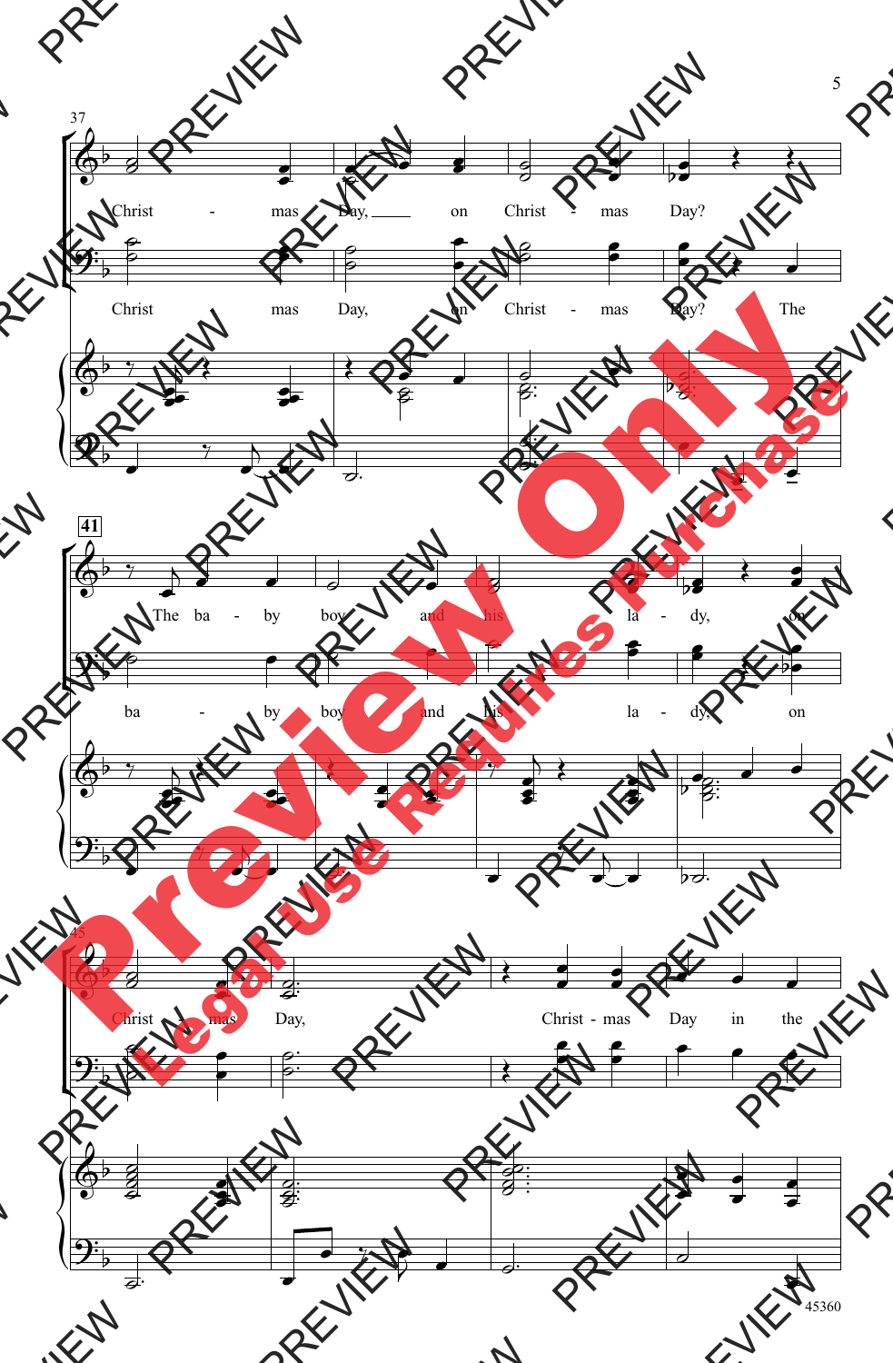37

Christ - mas Day, on Christ - mas Day?

Christ mas Day, on Christ - mas Day? The

41

The ba - by boy and his la - dy, on

ba - by boy and his la - dy, on

45

Christ - mas Day, Christ - mas Day in the

Legal Use Requires Purchase

Preview Only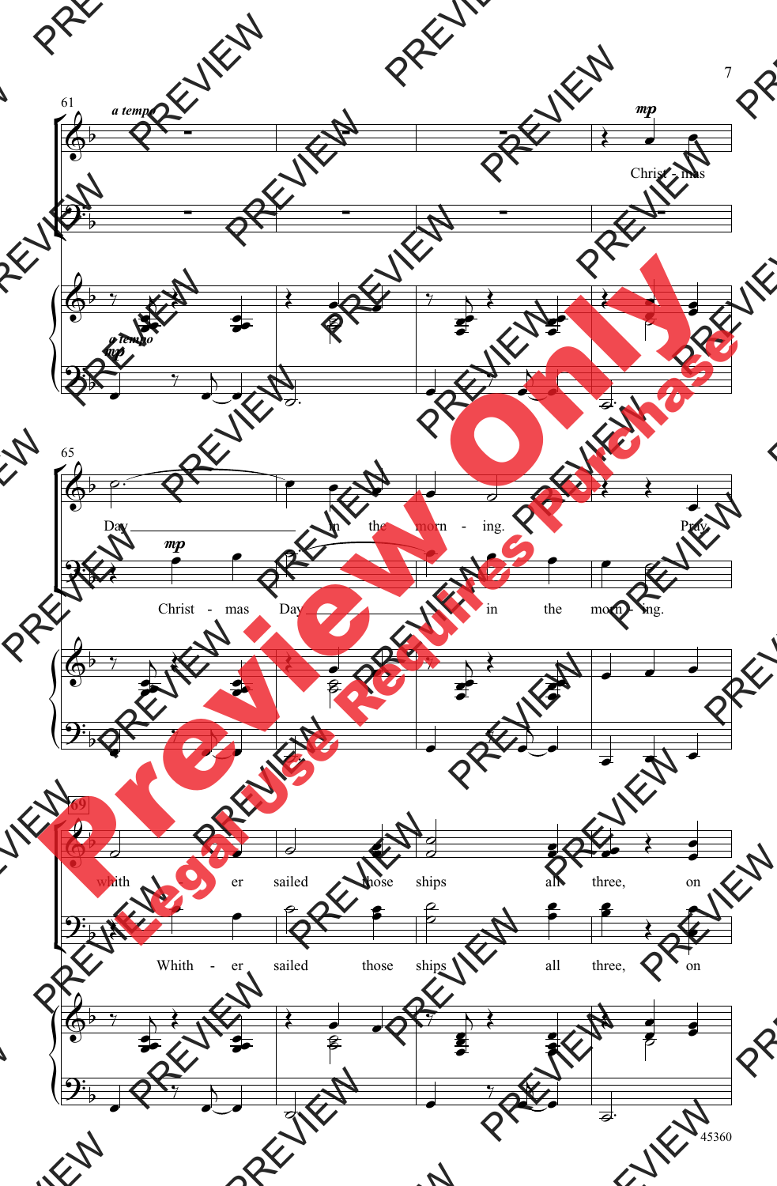61

*a tempo*

*mp*

Christ - mas

Day in the morn - ing. Pray

*mp*

Christ - mas Day in the morn - ing.

*a tempo*

*mp*

65

69

whith - er sailed those ships all three, on

Whith - er sailed those ships all three, on

Preview Only

Legal Use Requires Purchase

45360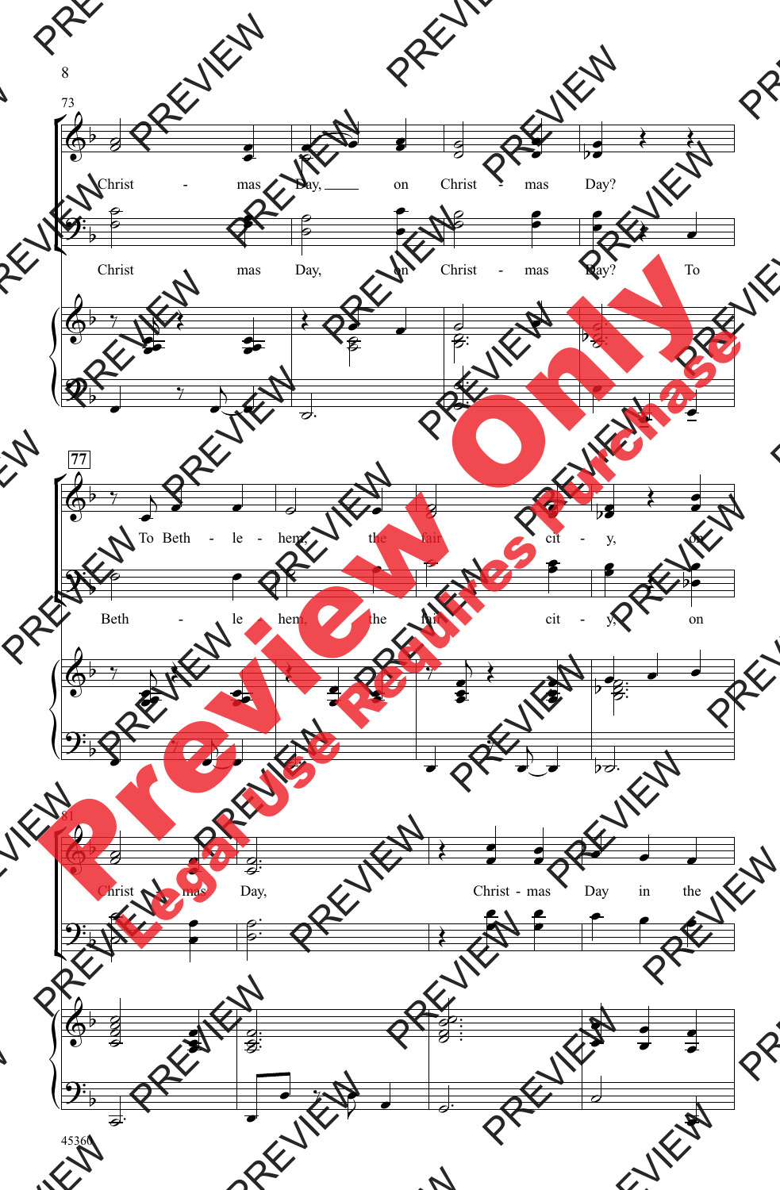73

Christ - mas Day, on Christ - mas Day?

Christ mas Day, on Christ - mas Day? To

77

To Beth - le - hem, the fair cit - y, on

Beth - le - hem, the fair cit - y, on

81

Christ - mas Day, Christ - mas Day in the

Christ mas Day,

Preview Only

Legal Use Requires Purchase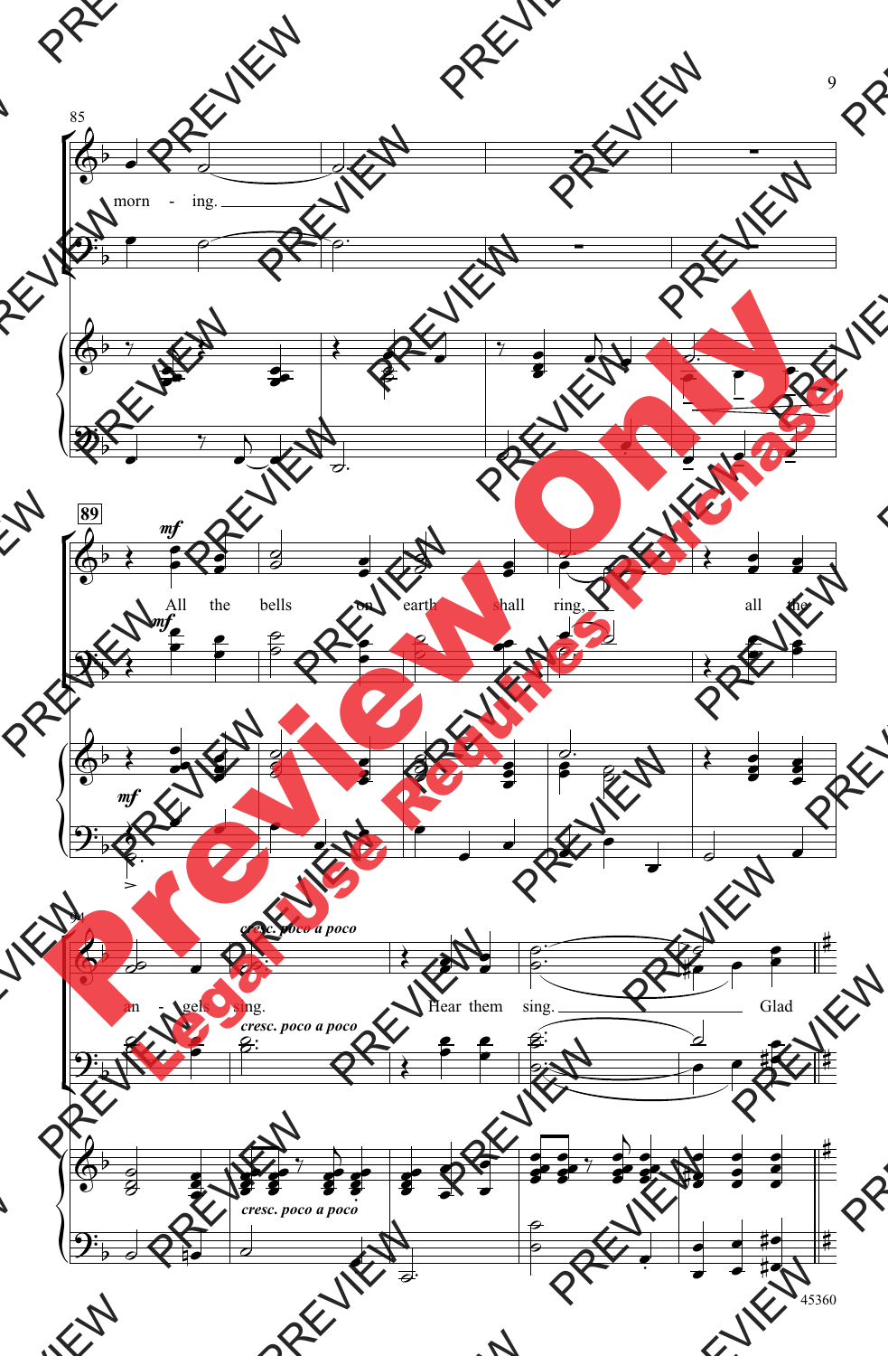85

morn - ing.

89

*mf*

All the bells on earth shall ring, all the

*mf*

*mf*

94

*cresc. poco a poco*

an - gels sing. Hear them sing. Glad

*cresc. poco a poco*

*cresc. poco a poco*

45360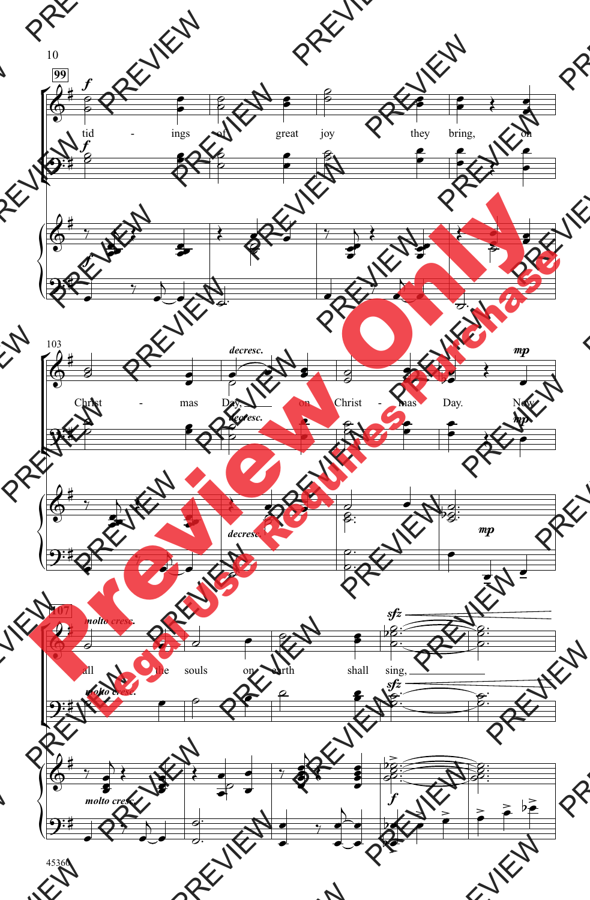**99**

*f*

tid - ings of great joy they bring, on

**103**

*decresc.* *mp*

Christ - mas Day, on Christ - mas Day. Now

**107**

*molto cresc.* *sfz*

all the souls on earth shall sing,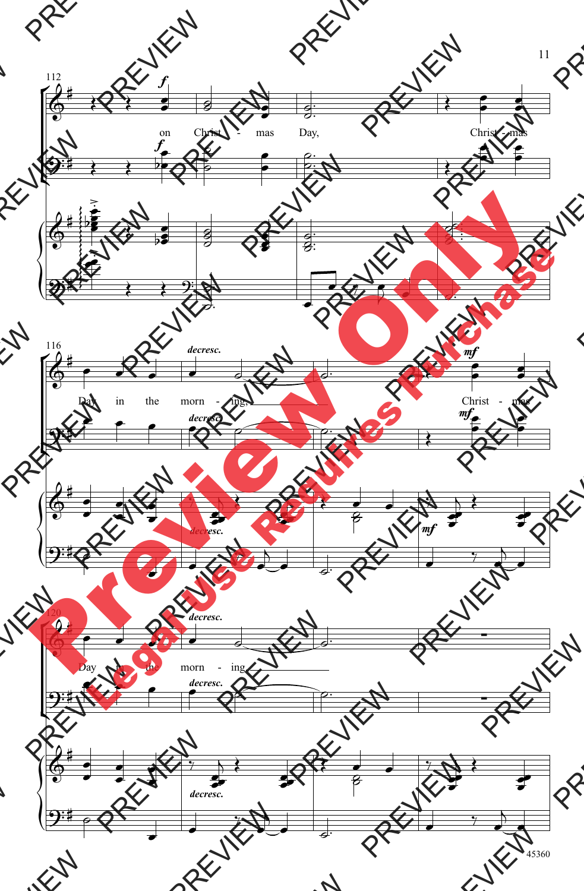112

*f*

on Christ - mas Day, Christ - mas

116

*decresc.* *mf*

Day in the morn - ing, Christ - mas

120

*decresc.*

Day in the morn - ing,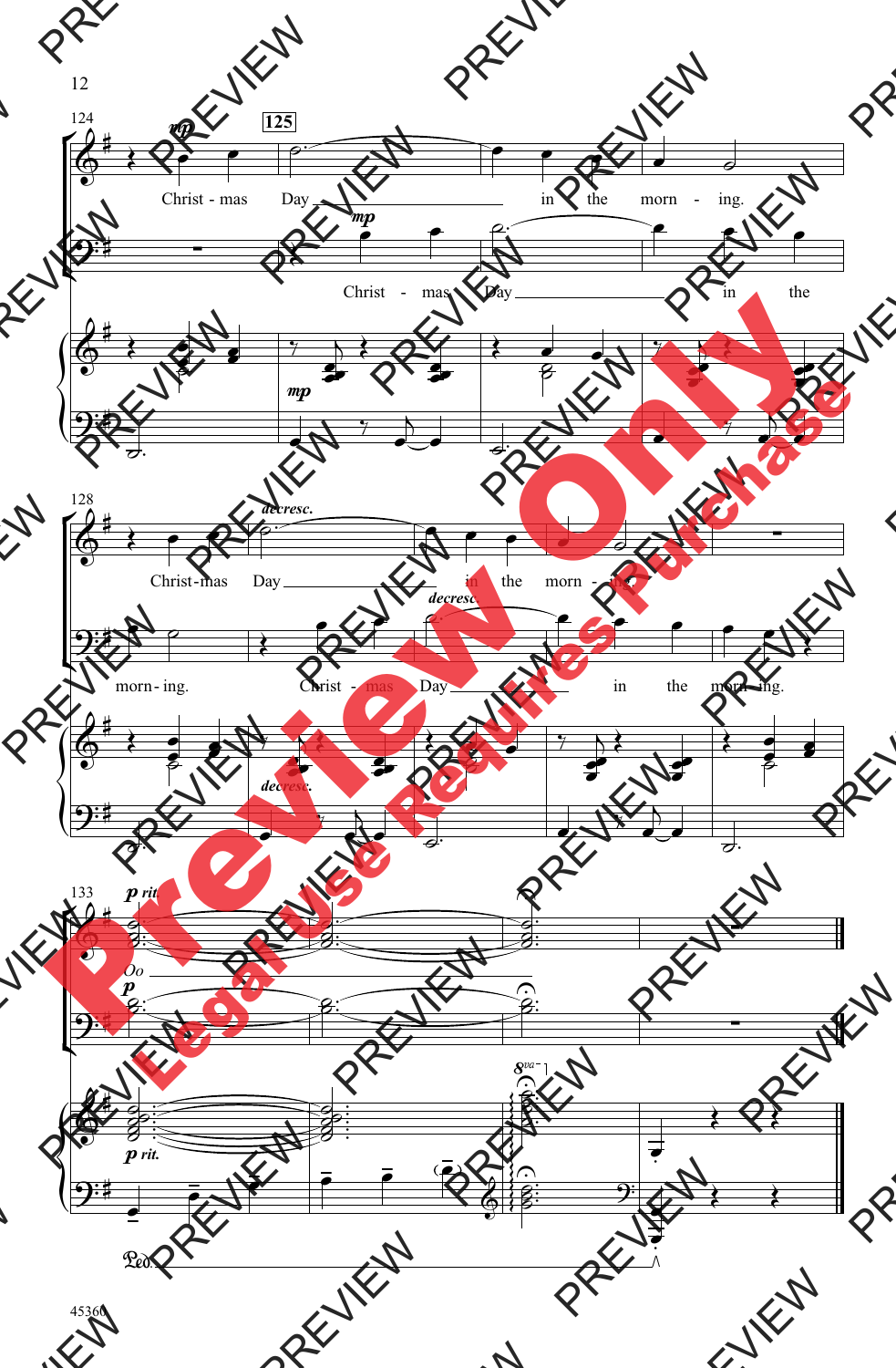124 **125**

*mp*

Christ - mas Day in the morn - ing.

*mp*

Christ - mas Day in the

*mp*

128

*decresc.*

Christ - mas Day in the morn - ing.

*decresc.*

morn - ing. Christ - mas Day in the morn - ing.

*decresc.*

133

*p rit.*

Oo

*p*

*p rit.*

*8va*

*Ped.*